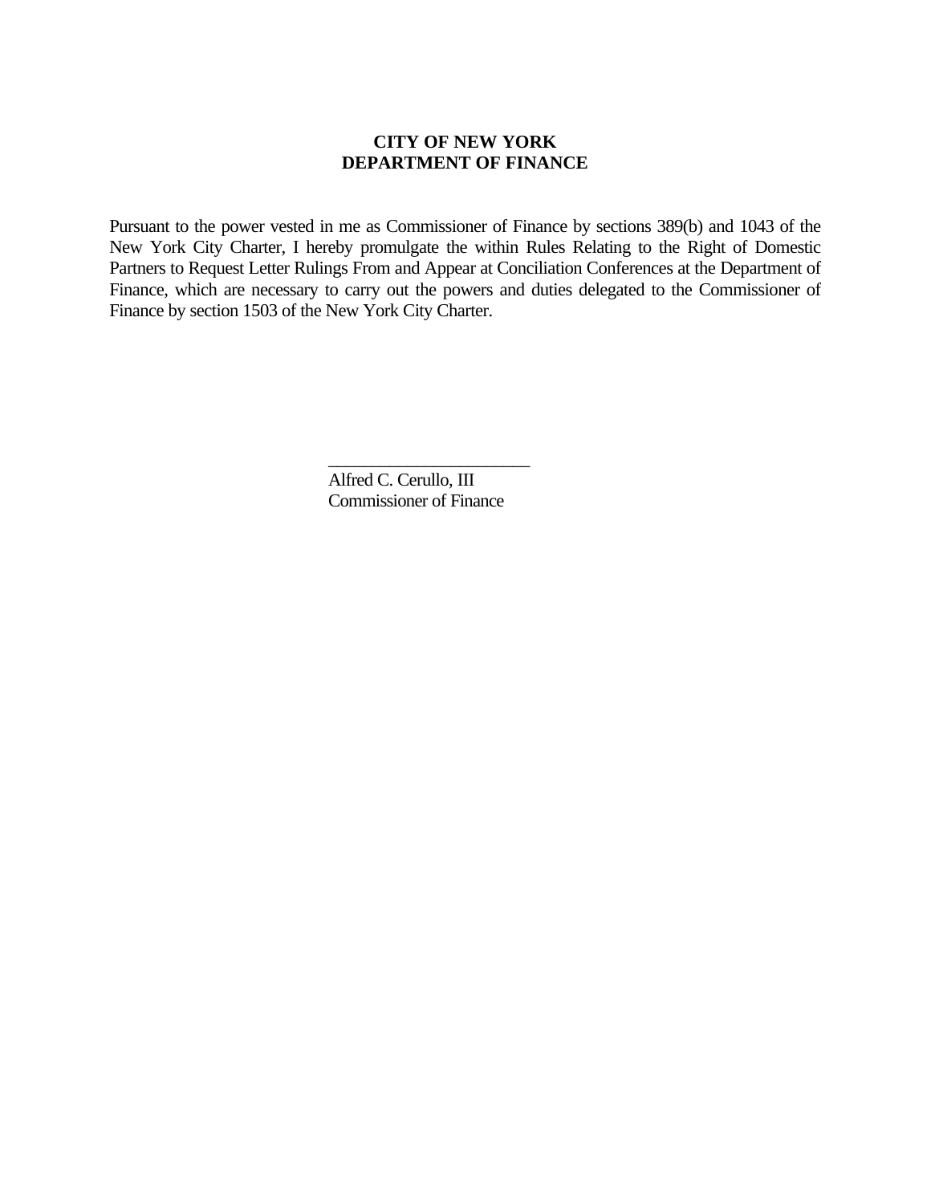**CITY OF NEW YORK**
**DEPARTMENT OF FINANCE**

Pursuant to the power vested in me as Commissioner of Finance by sections 389(b) and 1043 of the New York City Charter, I hereby promulgate the within Rules Relating to the Right of Domestic Partners to Request Letter Rulings From and Appear at Conciliation Conferences at the Department of Finance, which are necessary to carry out the powers and duties delegated to the Commissioner of Finance by section 1503 of the New York City Charter.

\_\_\_\_\_\_\_\_\_\_\_\_\_\_\_\_\_\_\_\_\_\_\_

Alfred C. Cerullo, III
Commissioner of Finance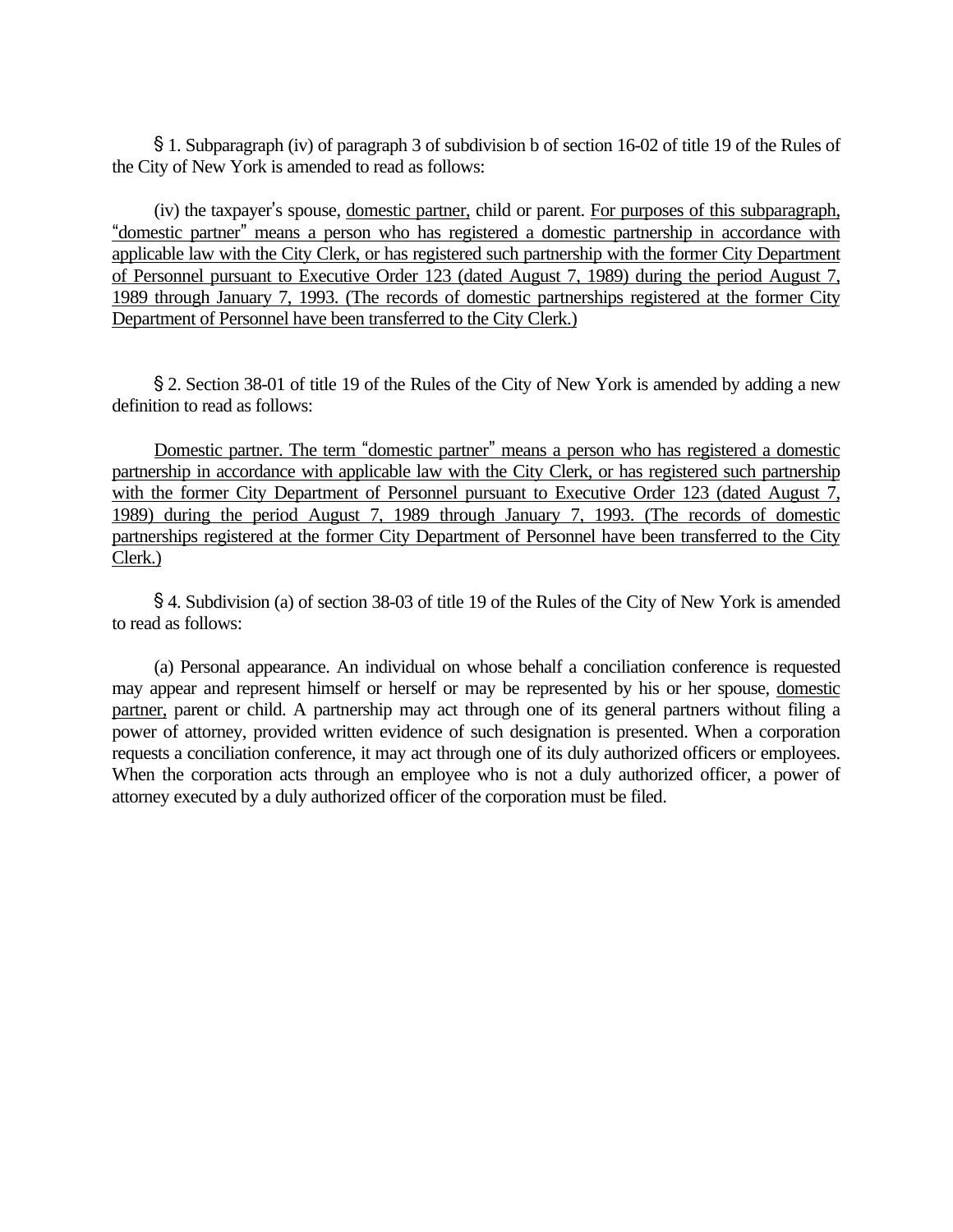§ 1. Subparagraph (iv) of paragraph 3 of subdivision b of section 16-02 of title 19 of the Rules of the City of New York is amended to read as follows:

(iv) the taxpayer's spouse, <u>domestic partner,</u> child or parent. <u>For purposes of this subparagraph, "domestic partner" means a person who has registered a domestic partnership in accordance with applicable law with the City Clerk, or has registered such partnership with the former City Department of Personnel pursuant to Executive Order 123 (dated August 7, 1989) during the period August 7, 1989 through January 7, 1993. (The records of domestic partnerships registered at the former City Department of Personnel have been transferred to the City Clerk.)</u>

§ 2. Section 38-01 of title 19 of the Rules of the City of New York is amended by adding a new definition to read as follows:

<u>Domestic partner. The term "domestic partner" means a person who has registered a domestic partnership in accordance with applicable law with the City Clerk, or has registered such partnership with the former City Department of Personnel pursuant to Executive Order 123 (dated August 7, 1989) during the period August 7, 1989 through January 7, 1993. (The records of domestic partnerships registered at the former City Department of Personnel have been transferred to the City Clerk.)</u>

§ 4. Subdivision (a) of section 38-03 of title 19 of the Rules of the City of New York is amended to read as follows:

(a) Personal appearance. An individual on whose behalf a conciliation conference is requested may appear and represent himself or herself or may be represented by his or her spouse, <u>domestic partner,</u> parent or child. A partnership may act through one of its general partners without filing a power of attorney, provided written evidence of such designation is presented. When a corporation requests a conciliation conference, it may act through one of its duly authorized officers or employees. When the corporation acts through an employee who is not a duly authorized officer, a power of attorney executed by a duly authorized officer of the corporation must be filed.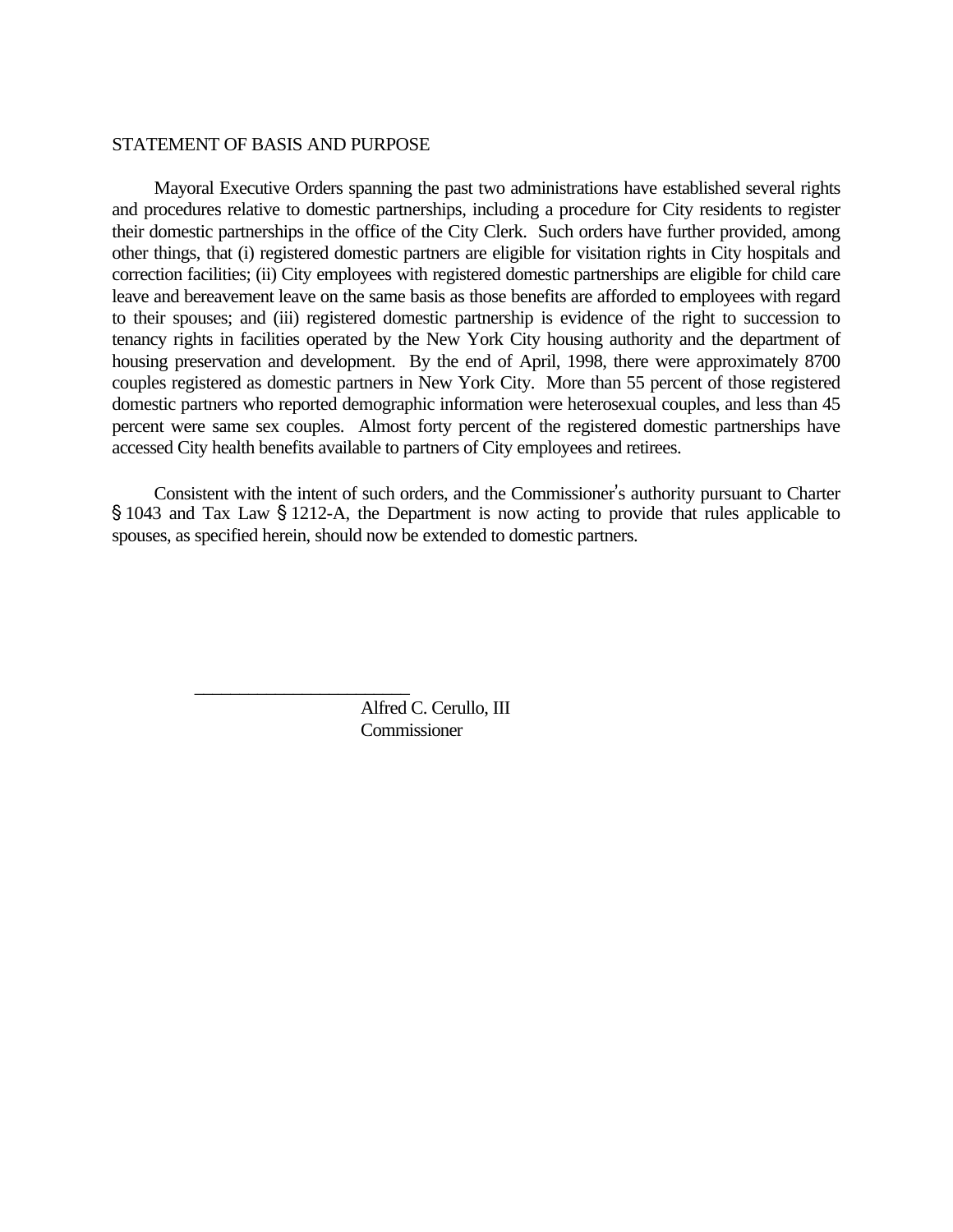STATEMENT OF BASIS AND PURPOSE

Mayoral Executive Orders spanning the past two administrations have established several rights and procedures relative to domestic partnerships, including a procedure for City residents to register their domestic partnerships in the office of the City Clerk. Such orders have further provided, among other things, that (i) registered domestic partners are eligible for visitation rights in City hospitals and correction facilities; (ii) City employees with registered domestic partnerships are eligible for child care leave and bereavement leave on the same basis as those benefits are afforded to employees with regard to their spouses; and (iii) registered domestic partnership is evidence of the right to succession to tenancy rights in facilities operated by the New York City housing authority and the department of housing preservation and development. By the end of April, 1998, there were approximately 8700 couples registered as domestic partners in New York City. More than 55 percent of those registered domestic partners who reported demographic information were heterosexual couples, and less than 45 percent were same sex couples. Almost forty percent of the registered domestic partnerships have accessed City health benefits available to partners of City employees and retirees.

Consistent with the intent of such orders, and the Commissioner's authority pursuant to Charter § 1043 and Tax Law § 1212-A, the Department is now acting to provide that rules applicable to spouses, as specified herein, should now be extended to domestic partners.

\_\_\_\_\_\_\_\_\_\_\_\_\_\_\_\_\_\_\_\_\_\_\_\_

Alfred C. Cerullo, III
Commissioner